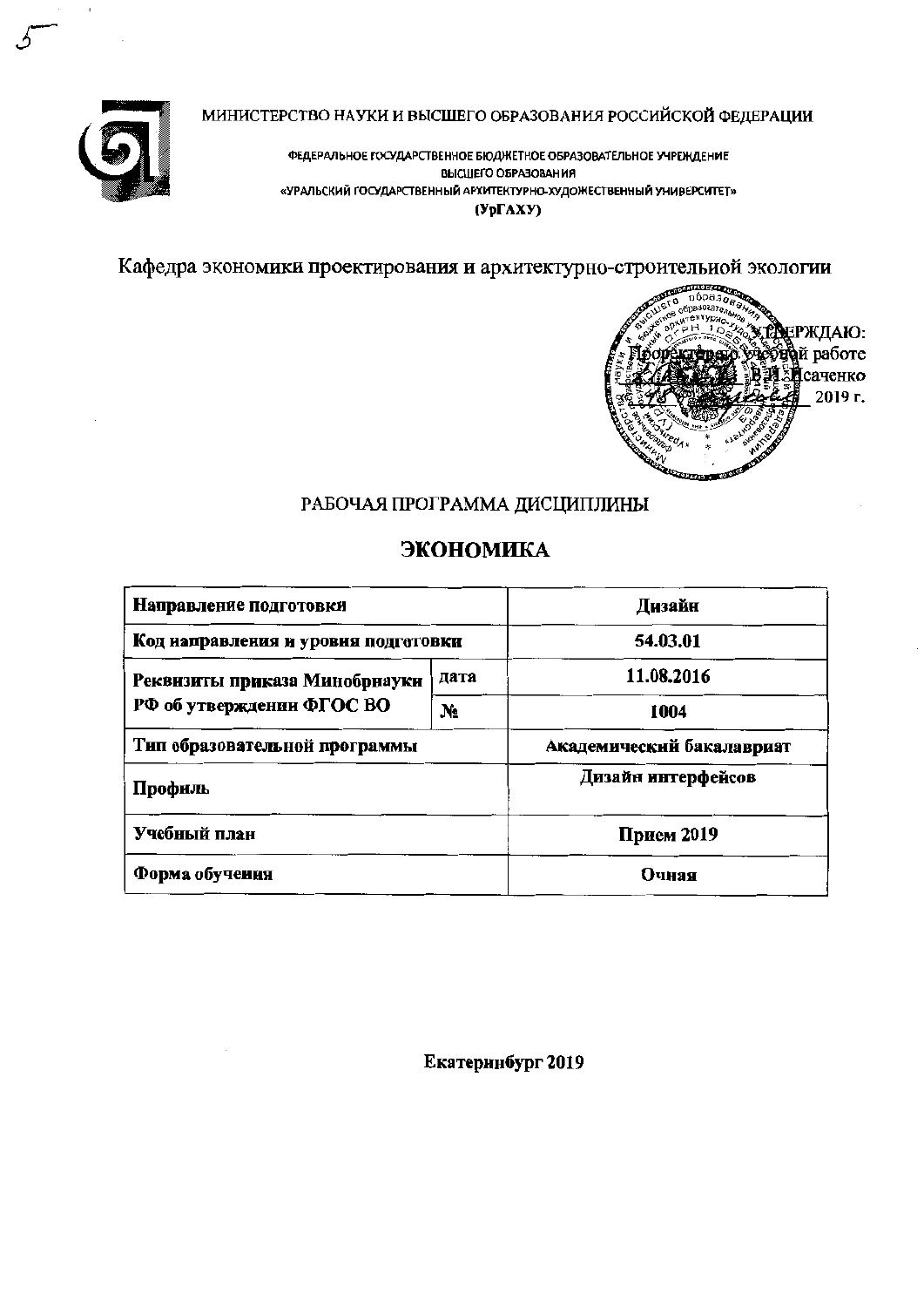МИНИСТЕРСТВО НАУКИ И ВЫСШЕГО ОБРАЗОВАНИЯ РОССИЙСКОЙ ФЕДЕРАЦИИ

ФЕДЕРАЛЬНОЕ ГОСУДАРСТВЕННОЕ БЮДЖЕТНОЕ ОБРАЗОВАТЕЛЬНОЕ УЧРЕЖДЕНИЕ
ВЫСШЕГО ОБРАЗОВАНИЯ
«УРАЛЬСКИЙ ГОСУДАРСТВЕННЫЙ АРХИТЕКТУРНО-ХУДОЖЕСТВЕННЫЙ УНИВЕРСИТЕТ»
(УрГАХУ)

Кафедра экономики проектирования и архитектурно-строительной экологии

УТВЕРЖДАЮ:
Проректор по учебной работе
В.И. Исаченко
2019 г.

РАБОЧАЯ ПРОГРАММА ДИСЦИПЛИНЫ

# ЭКОНОМИКА

| | | |
|---|---|---|
| **Направление подготовки** | | **Дизайн** |
| **Код направления и уровня подготовки** | | **54.03.01** |
| **Реквизиты приказа Минобрнауки РФ об утверждении ФГОС ВО** | **дата** | **11.08.2016** |
| | **№** | **1004** |
| **Тип образовательной программы** | | **Академический бакалавриат** |
| **Профиль** | | **Дизайн интерфейсов** |
| **Учебный план** | | **Прием 2019** |
| **Форма обучения** | | **Очная** |

**Екатеринбург 2019**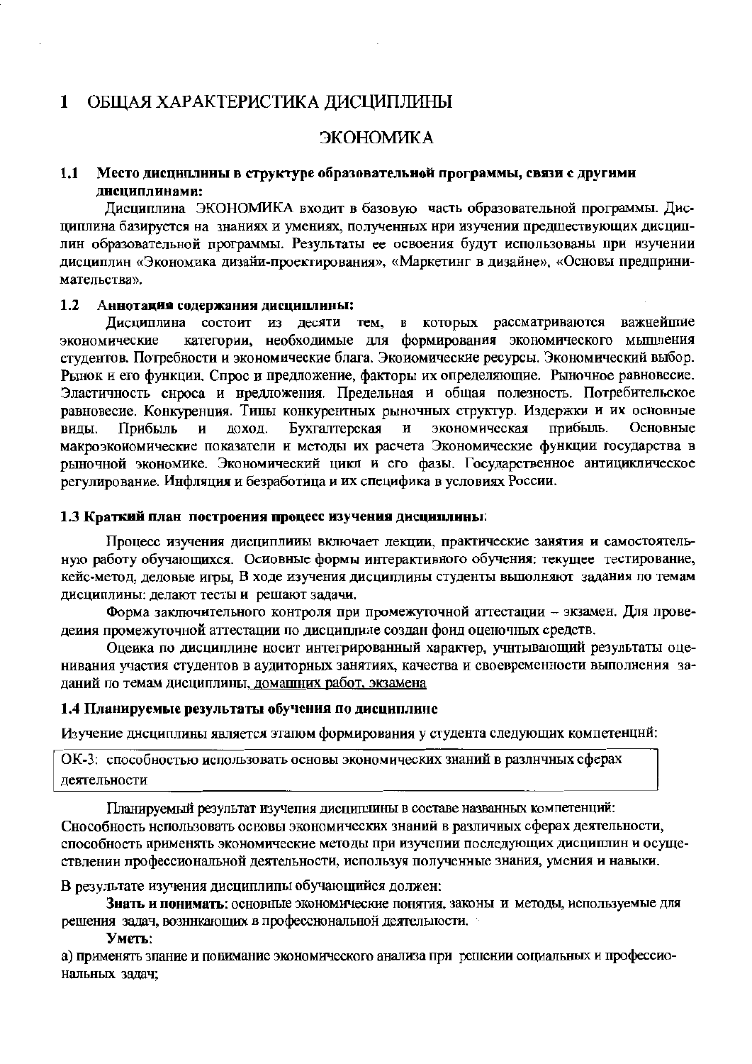# 1 ОБЩАЯ ХАРАКТЕРИСТИКА ДИСЦИПЛИНЫ

## ЭКОНОМИКА

### 1.1 Место дисциплины в структуре образовательной программы, связи с другими дисциплинами:

Дисциплина ЭКОНОМИКА входит в базовую часть образовательной программы. Дисциплина базируется на знаниях и умениях, полученных при изучении предшествующих дисциплин образовательной программы. Результаты ее освоения будут использованы при изучении дисциплин «Экономика дизайн-проектирования», «Маркетинг в дизайне», «Основы предпринимательства».

### 1.2 Аннотация содержания дисциплины:

Дисциплина состоит из десяти тем, в которых рассматриваются важнейшие экономические категории, необходимые для формирования экономического мышления студентов. Потребности и экономические блага. Экономические ресурсы. Экономический выбор. Рынок и его функции. Спрос и предложение, факторы их определяющие. Рыночное равновесие. Эластичность спроса и предложения. Предельная и общая полезность. Потребительское равновесие. Конкуренция. Типы конкурентных рыночных структур. Издержки и их основные виды. Прибыль и доход. Бухгалтерская и экономическая прибыль. Основные макроэкономические показатели и методы их расчета Экономические функции государства в рыночной экономике. Экономический цикл и его фазы. Государственное антициклическое регулирование. Инфляция и безработица и их специфика в условиях России.

### 1.3 Краткий план построения процесс изучения дисциплины:

Процесс изучения дисциплины включает лекции, практические занятия и самостоятельную работу обучающихся. Основные формы интерактивного обучения: текущее тестирование, кейс-метод, деловые игры, В ходе изучения дисциплины студенты выполняют задания по темам дисциплины: делают тесты и решают задачи.

Форма заключительного контроля при промежуточной аттестации – экзамен. Для проведения промежуточной аттестации по дисциплине создан фонд оценочных средств.

Оценка по дисциплине носит интегрированный характер, учитывающий результаты оценивания участия студентов в аудиторных занятиях, качества и своевременности выполнения заданий по темам дисциплины, домашних работ, экзамена

### 1.4 Планируемые результаты обучения по дисциплине

Изучение дисциплины является этапом формирования у студента следующих компетенций:

| |
|---|
| ОК-3: способностью использовать основы экономических знаний в различных сферах деятельности |

Планируемый результат изучения дисциплины в составе названных компетенций: Способность использовать основы экономических знаний в различных сферах деятельности, способность применять экономические методы при изучении последующих дисциплин и осуществлении профессиональной деятельности, используя полученные знания, умения и навыки.

В результате изучения дисциплины обучающийся должен:

**Знать и понимать:** основные экономические понятия, законы и методы, используемые для решения задач, возникающих в профессиональной деятельности.

**Уметь:**

а) применять знание и понимание экономического анализа при решении социальных и профессиональных задач;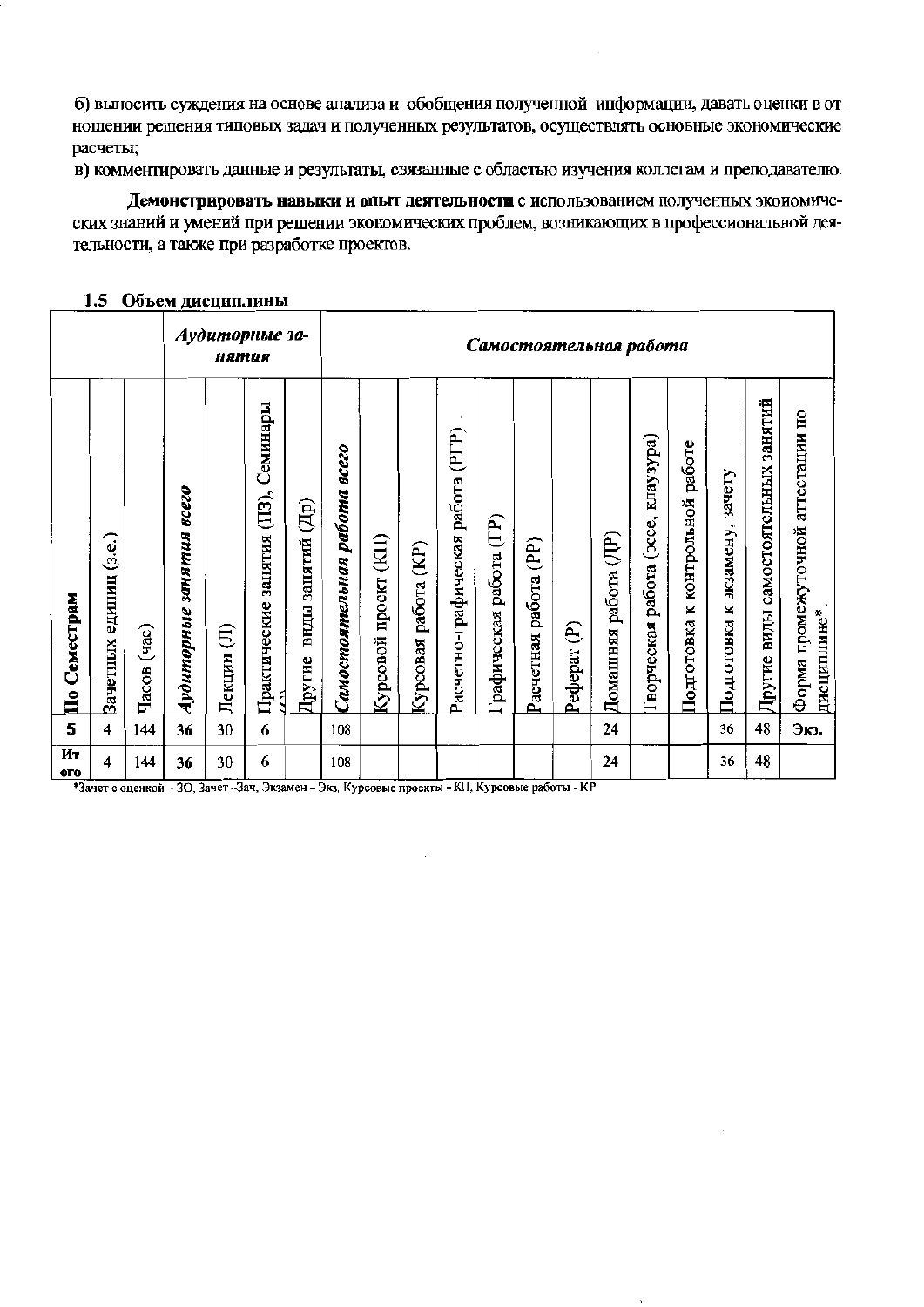б) выносить суждения на основе анализа и обобщения полученной информации, давать оценки в отношении решения типовых задач и полученных результатов, осуществлять основные экономические расчеты;

в) комментировать данные и результаты, связанные с областью изучения коллегам и преподавателю.

**Демонстрировать навыки и опыт деятельности** с использованием полученных экономических знаний и умений при решении экономических проблем, возникающих в профессиональной деятельности, а также при разработке проектов.

### 1.5 Объем дисциплины

| | | | *Аудиторные занятия* | | | | *Самостоятельная работа* | | | | | | | | | | | | | |
|---|---|---|---|---|---|---|---|---|---|---|---|---|---|---|---|---|---|---|---|---|
| **По Семестрам** | Зачетных единиц (з.е.) | Часов (час) | *Аудиторные занятия всего* | Лекции (Л) | Практические занятия (ПЗ), Семинары (С) | Другие виды занятий (Др) | *Самостоятельная работа всего* | Курсовой проект (КП) | Курсовая работа (КР) | Расчетно-графическая работа (РГР) | Графическая работа (ГР) | Расчетная работа (РР) | Реферат (Р) | Домашняя работа (ДР) | Творческая работа (эссе, клаузура) | Подготовка к контрольной работе | Подготовка к экзамену, зачету | Другие виды самостоятельных занятий | Форма промежуточной аттестации по дисциплине* |
| **5** | 4 | 144 | **36** | 30 | 6 | | 108 | | | | | | | 24 | | | 36 | 48 | **Экз.** |
| **Итого** | 4 | 144 | **36** | 30 | 6 | | 108 | | | | | | | 24 | | | 36 | 48 | |

*Зачет с оценкой - ЗО, Зачет - Зач, Экзамен - Экз, Курсовые проекты - КП, Курсовые работы - КР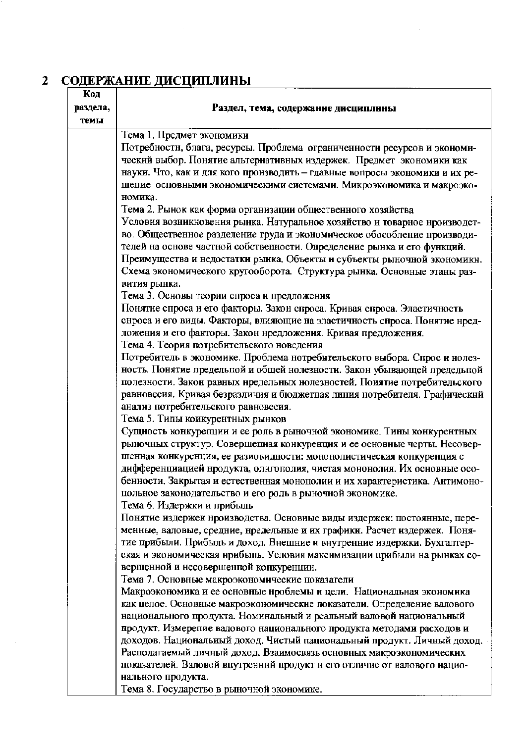## 2 СОДЕРЖАНИЕ ДИСЦИПЛИНЫ

| Код раздела, темы | Раздел, тема, содержание дисциплины |
|---|---|
| | Тема 1. Предмет экономики<br>Потребности, блага, ресурсы. Проблема ограниченности ресурсов и экономический выбор. Понятие альтернативных издержек. Предмет экономики как науки. Что, как и для кого производить – главные вопросы экономики и их решение основными экономическими системами. Микроэкономика и макроэкономика.<br>Тема 2. Рынок как форма организации общественного хозяйства<br>Условия возникновения рынка. Натуральное хозяйство и товарное производство. Общественное разделение труда и экономическое обособление производителей на основе частной собственности. Определение рынка и его функций. Преимущества и недостатки рынка. Объекты и субъекты рыночной экономики. Схема экономического кругооборота. Структура рынка. Основные этапы развития рынка.<br>Тема 3. Основы теории спроса и предложения<br>Понятие спроса и его факторы. Закон спроса. Кривая спроса. Эластичность спроса и его виды. Факторы, влияющие на эластичность спроса. Понятие предложения и его факторы. Закон предложения. Кривая предложения.<br>Тема 4. Теория потребительского поведения<br>Потребитель в экономике. Проблема потребительского выбора. Спрос и полезность. Понятие предельной и общей полезности. Закон убывающей предельной полезности. Закон равных предельных полезностей. Понятие потребительского равновесия. Кривая безразличия и бюджетная линия потребителя. Графический анализ потребительского равновесия.<br>Тема 5. Типы конкурентных рынков<br>Сущность конкуренции и ее роль в рыночной экономике. Типы конкурентных рыночных структур. Совершенная конкуренция и ее основные черты. Несовершенная конкуренция, ее разновидности: монополистическая конкуренция с дифференциацией продукта, олигополия, чистая монополия. Их основные особенности. Закрытая и естественная монополии и их характеристика. Антимонопольное законодательство и его роль в рыночной экономике.<br>Тема 6. Издержки и прибыль<br>Понятие издержек производства. Основные виды издержек: постоянные, переменные, валовые, средние, предельные и их графики. Расчет издержек. Понятие прибыли. Прибыль и доход. Внешние и внутренние издержки. Бухгалтерская и экономическая прибыль. Условия максимизации прибыли на рынках совершенной и несовершенной конкуренции.<br>Тема 7. Основные макроэкономические показатели<br>Макроэкономика и ее основные проблемы и цели. Национальная экономика как целое. Основные макроэкономические показатели. Определение валового национального продукта. Номинальный и реальный валовой национальный продукт. Измерение валового национального продукта методами расходов и доходов. Национальный доход. Чистый национальный продукт. Личный доход. Располагаемый личный доход. Взаимосвязь основных макроэкономических показателей. Валовой внутренний продукт и его отличие от валового национального продукта.<br>Тема 8. Государство в рыночной экономике. |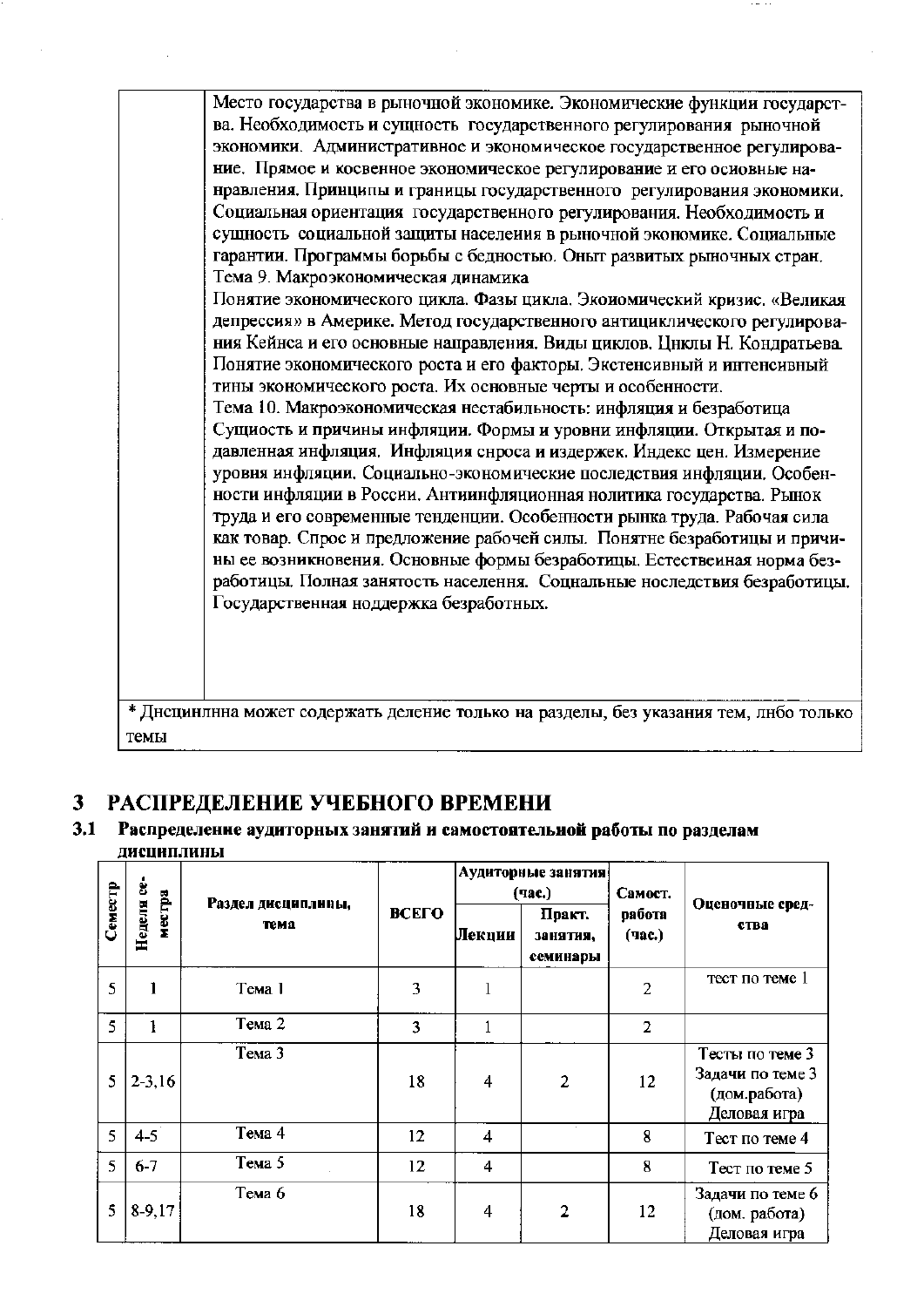| | |
|---|---|
| | Место государства в рыночной экономике. Экономические функции государства. Необходимость и сущность государственного регулирования рыночной экономики. Административное и экономическое государственное регулирование. Прямое и косвенное экономическое регулирование и его основные направления. Принципы и границы государственного регулирования экономики. Социальная ориентация государственного регулирования. Необходимость и сущность социальной защиты населения в рыночной экономике. Социальные гарантии. Программы борьбы с бедностью. Опыт развитых рыночных стран.<br>Тема 9. Макроэкономическая динамика<br>Понятие экономического цикла. Фазы цикла. Экономический кризис. «Великая депрессия» в Америке. Метод государственного антициклического регулирования Кейнса и его основные направления. Виды циклов. Циклы Н. Кондратьева. Понятие экономического роста и его факторы. Экстенсивный и интенсивный типы экономического роста. Их основные черты и особенности.<br>Тема 10. Макроэкономическая нестабильность: инфляция и безработица<br>Сущность и причины инфляции. Формы и уровни инфляции. Открытая и подавленная инфляция. Инфляция спроса и издержек. Индекс цен. Измерение уровня инфляции. Социально-экономические последствия инфляции. Особенности инфляции в России. Антиинфляционная политика государства. Рынок труда и его современные тенденции. Особенности рынка труда. Рабочая сила как товар. Спрос и предложение рабочей силы. Понятие безработицы и причины ее возникновения. Основные формы безработицы. Естественная норма безработицы. Полная занятость населения. Социальные последствия безработицы. Государственная поддержка безработных. |
| * Дисциплина может содержать деление только на разделы, без указания тем, либо только темы | |

# 3 РАСПРЕДЕЛЕНИЕ УЧЕБНОГО ВРЕМЕНИ

## 3.1 Распределение аудиторных занятий и самостоятельной работы по разделам дисциплины

| Семестр | Неделя семестра | Раздел дисциплины, тема | ВСЕГО | Аудиторные занятия (час.) | | Самост. работа (час.) | Оценочные средства |
|---|---|---|---|---|---|---|---|
| | | | | Лекции | Практ. занятия, семинары | | |
| 5 | 1 | Тема 1 | 3 | 1 | | 2 | тест по теме 1 |
| 5 | 1 | Тема 2 | 3 | 1 | | 2 | |
| 5 | 2-3,16 | Тема 3 | 18 | 4 | 2 | 12 | Тесты по теме 3<br>Задачи по теме 3 (дом.работа)<br>Деловая игра |
| 5 | 4-5 | Тема 4 | 12 | 4 | | 8 | Тест по теме 4 |
| 5 | 6-7 | Тема 5 | 12 | 4 | | 8 | Тест по теме 5 |
| 5 | 8-9,17 | Тема 6 | 18 | 4 | 2 | 12 | Задачи по теме 6 (дом. работа)<br>Деловая игра |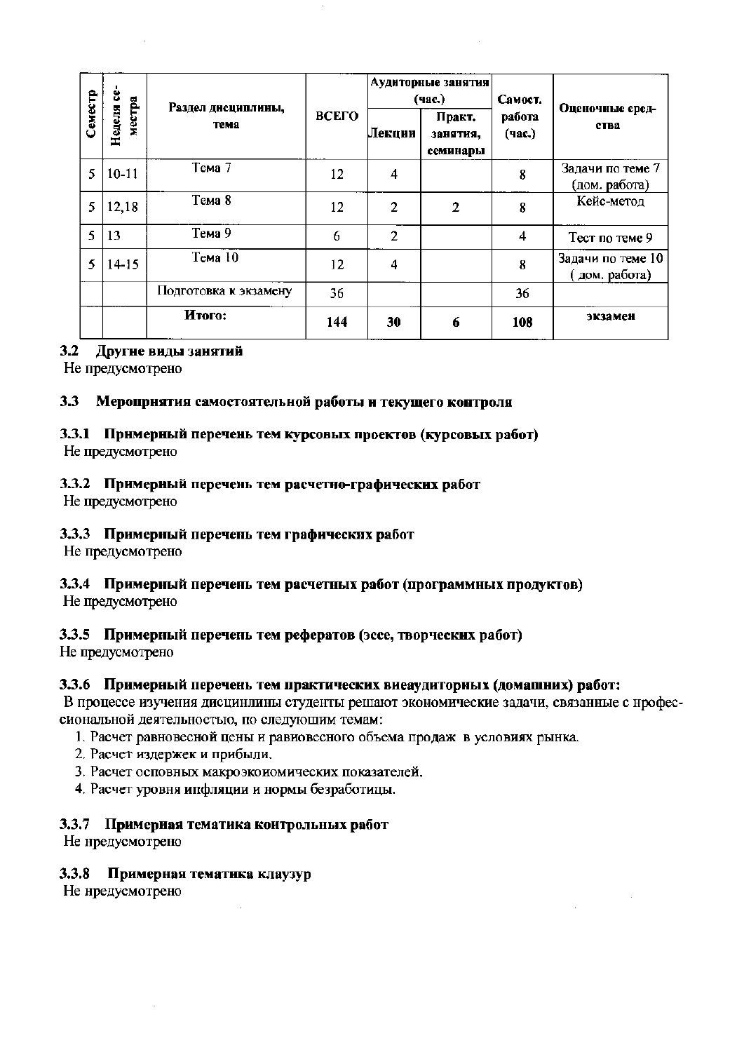| Семестр | Неделя семестра | Раздел дисциплины, тема | ВСЕГО | Аудиторные занятия (час.) | | Самост. работа (час.) | Оценочные средства |
|---|---|---|---|---|---|---|---|
| | | | | Лекции | Практ. занятия, семинары | | |
| 5 | 10-11 | Тема 7 | 12 | 4 | | 8 | Задачи по теме 7 (дом. работа) |
| 5 | 12,18 | Тема 8 | 12 | 2 | 2 | 8 | Кейс-метод |
| 5 | 13 | Тема 9 | 6 | 2 | | 4 | Тест по теме 9 |
| 5 | 14-15 | Тема 10 | 12 | 4 | | 8 | Задачи по теме 10 ( дом. работа) |
| | | Подготовка к экзамену | 36 | | | 36 | |
| | | **Итого:** | **144** | **30** | **6** | **108** | **экзамен** |

### 3.2 Другие виды занятий

Не предусмотрено

### 3.3 Мероприятия самостоятельной работы и текущего контроля

#### 3.3.1 Примерный перечень тем курсовых проектов (курсовых работ)

Не предусмотрено

#### 3.3.2 Примерный перечень тем расчетно-графических работ

Не предусмотрено

#### 3.3.3 Примерный перечень тем графических работ

Не предусмотрено

#### 3.3.4 Примерный перечень тем расчетных работ (программных продуктов)

Не предусмотрено

#### 3.3.5 Примерный перечень тем рефератов (эссе, творческих работ)

Не предусмотрено

#### 3.3.6 Примерный перечень тем практических внеаудиторных (домашних) работ:

В процессе изучения дисциплины студенты решают экономические задачи, связанные с профессиональной деятельностью, по следующим темам:

1. Расчет равновесной цены и равновесного объема продаж в условиях рынка.
2. Расчет издержек и прибыли.
3. Расчет основных макроэкономических показателей.
4. Расчет уровня инфляции и нормы безработицы.

#### 3.3.7 Примерная тематика контрольных работ

Не предусмотрено

#### 3.3.8 Примерная тематика клаузур

Не предусмотрено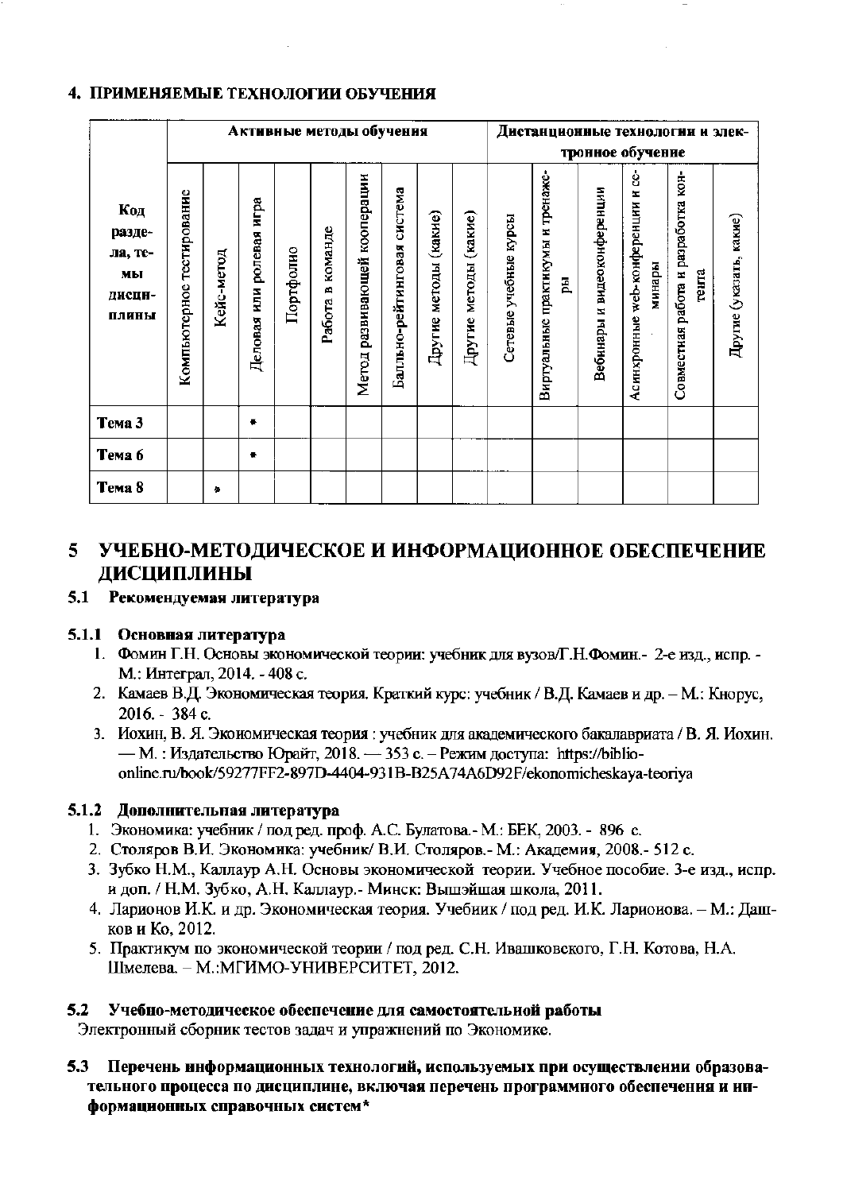## 4. ПРИМЕНЯЕМЫЕ ТЕХНОЛОГИИ ОБУЧЕНИЯ

| Код раздела, темы дисциплины | Активные методы обучения | | | | | | | | | Дистанционные технологии и электронное обучение | | | | | |
|---|---|---|---|---|---|---|---|---|---|---|---|---|---|---|---|
| | Компьютерное тестирование | Кейс-метод | Деловая или ролевая игра | Портфолио | Работа в команде | Метод развивающей кооперации | Балльно-рейтинговая система | Другие методы (какие) | Другие методы (какие) | Сетевые учебные курсы | Виртуальные практикумы и тренажеры | Вебинары и видеоконференции | Асинхронные web-конференции и семинары | Совместная работа и разработка контента | Другие (указать, какие) |
| Тема 3 | | | • | | | | | | | | | | | | |
| Тема 6 | | | • | | | | | | | | | | | | |
| Тема 8 | | • | | | | | | | | | | | | | |

# 5 УЧЕБНО-МЕТОДИЧЕСКОЕ И ИНФОРМАЦИОННОЕ ОБЕСПЕЧЕНИЕ ДИСЦИПЛИНЫ

## 5.1 Рекомендуемая литература

### 5.1.1 Основная литература

1. Фомин Г.Н. Основы экономической теории: учебник для вузов/Г.Н.Фомин.- 2-е изд., испр. - М.: Интеграл, 2014. - 408 с.
2. Камаев В.Д. Экономическая теория. Краткий курс: учебник / В.Д. Камаев и др. – М.: Кнорус, 2016. - 384 с.
3. Иохин, В. Я. Экономическая теория : учебник для академического бакалавриата / В. Я. Иохин. — М. : Издательство Юрайт, 2018. — 353 с. – Режим доступа: https://biblio-online.ru/book/59277FF2-897D-4404-931B-B25A74A6D92F/ekonomicheskaya-teoriya

### 5.1.2 Дополнительная литература

1. Экономика: учебник / под ред. проф. А.С. Булатова.- М.: БЕК, 2003. - 896 с.
2. Столяров В.И. Экономика: учебник/ В.И. Столяров.- М.: Академия, 2008.- 512 с.
3. Зубко Н.М., Каллаур А.Н. Основы экономической теории. Учебное пособие. 3-е изд., испр. и доп. / Н.М. Зубко, А.Н. Каллаур.- Минск: Вышэйшая школа, 2011.
4. Ларионов И.К. и др. Экономическая теория. Учебник / под ред. И.К. Ларионова. – М.: Дашков и Ко, 2012.
5. Практикум по экономической теории / под ред. С.Н. Ивашковского, Г.Н. Котова, Н.А. Шмелева. – М.:МГИМО-УНИВЕРСИТЕТ, 2012.

## 5.2 Учебно-методическое обеспечение для самостоятельной работы

Электронный сборник тестов задач и упражнений по Экономике.

## 5.3 Перечень информационных технологий, используемых при осуществлении образовательного процесса по дисциплине, включая перечень программного обеспечения и информационных справочных систем*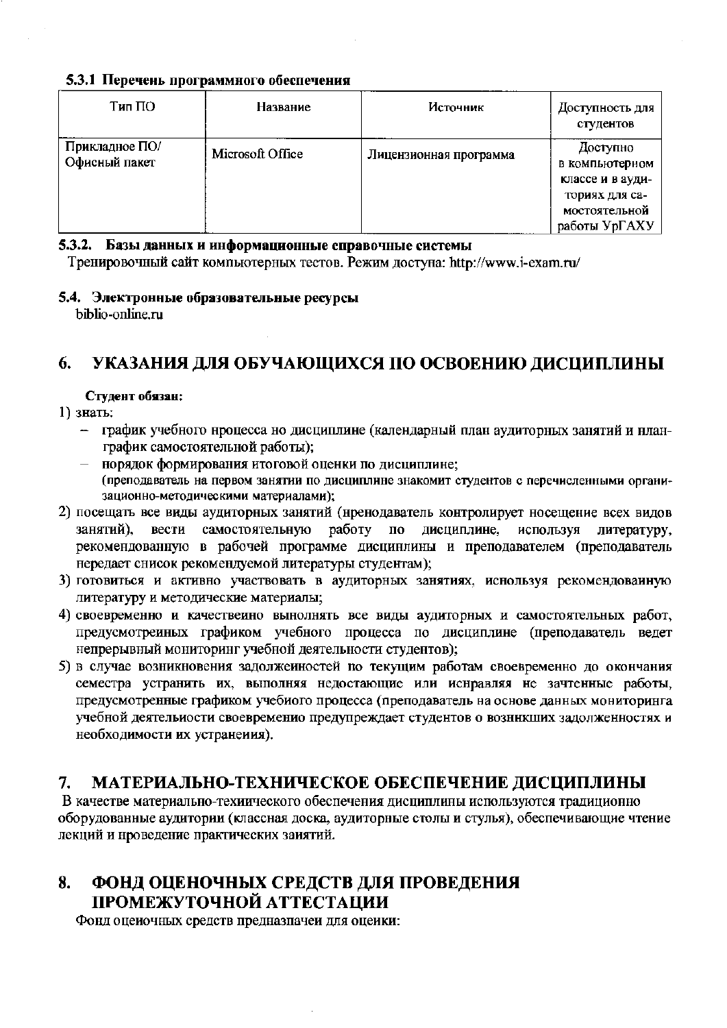### 5.3.1 Перечень программного обеспечения

| Тип ПО | Название | Источник | Доступность для студентов |
|---|---|---|---|
| Прикладное ПО/ Офисный пакет | Microsoft Office | Лицензионная программа | Доступно в компьютерном классе и в аудиториях для самостоятельной работы УрГАХУ |

### 5.3.2. Базы данных и информационные справочные системы

Тренировочный сайт компьютерных тестов. Режим доступа: http://www.i-exam.ru/

### 5.4. Электронные образовательные ресурсы

biblio-online.ru

# 6. УКАЗАНИЯ ДЛЯ ОБУЧАЮЩИХСЯ ПО ОСВОЕНИЮ ДИСЦИПЛИНЫ

**Студент обязан:**

1) знать:
   - график учебного процесса по дисциплине (календарный план аудиторных занятий и план-график самостоятельной работы);
   - порядок формирования итоговой оценки по дисциплине;
   (преподаватель на первом занятии по дисциплине знакомит студентов с перечисленными организационно-методическими материалами);
2) посещать все виды аудиторных занятий (преподаватель контролирует посещение всех видов занятий), вести самостоятельную работу по дисциплине, используя литературу, рекомендованную в рабочей программе дисциплины и преподавателем (преподаватель передает список рекомендуемой литературы студентам);
3) готовиться и активно участвовать в аудиторных занятиях, используя рекомендованную литературу и методические материалы;
4) своевременно и качественно выполнять все виды аудиторных и самостоятельных работ, предусмотренных графиком учебного процесса по дисциплине (преподаватель ведет непрерывный мониторинг учебной деятельности студентов);
5) в случае возникновения задолженностей по текущим работам своевременно до окончания семестра устранить их, выполняя недостающие или исправляя не зачтенные работы, предусмотренные графиком учебного процесса (преподаватель на основе данных мониторинга учебной деятельности своевременно предупреждает студентов о возникших задолженностях и необходимости их устранения).

# 7. МАТЕРИАЛЬНО-ТЕХНИЧЕСКОЕ ОБЕСПЕЧЕНИЕ ДИСЦИПЛИНЫ

В качестве материально-технического обеспечения дисциплины используются традиционно оборудованные аудитории (классная доска, аудиторные столы и стулья), обеспечивающие чтение лекций и проведение практических занятий.

# 8. ФОНД ОЦЕНОЧНЫХ СРЕДСТВ ДЛЯ ПРОВЕДЕНИЯ ПРОМЕЖУТОЧНОЙ АТТЕСТАЦИИ

Фонд оценочных средств предназначен для оценки: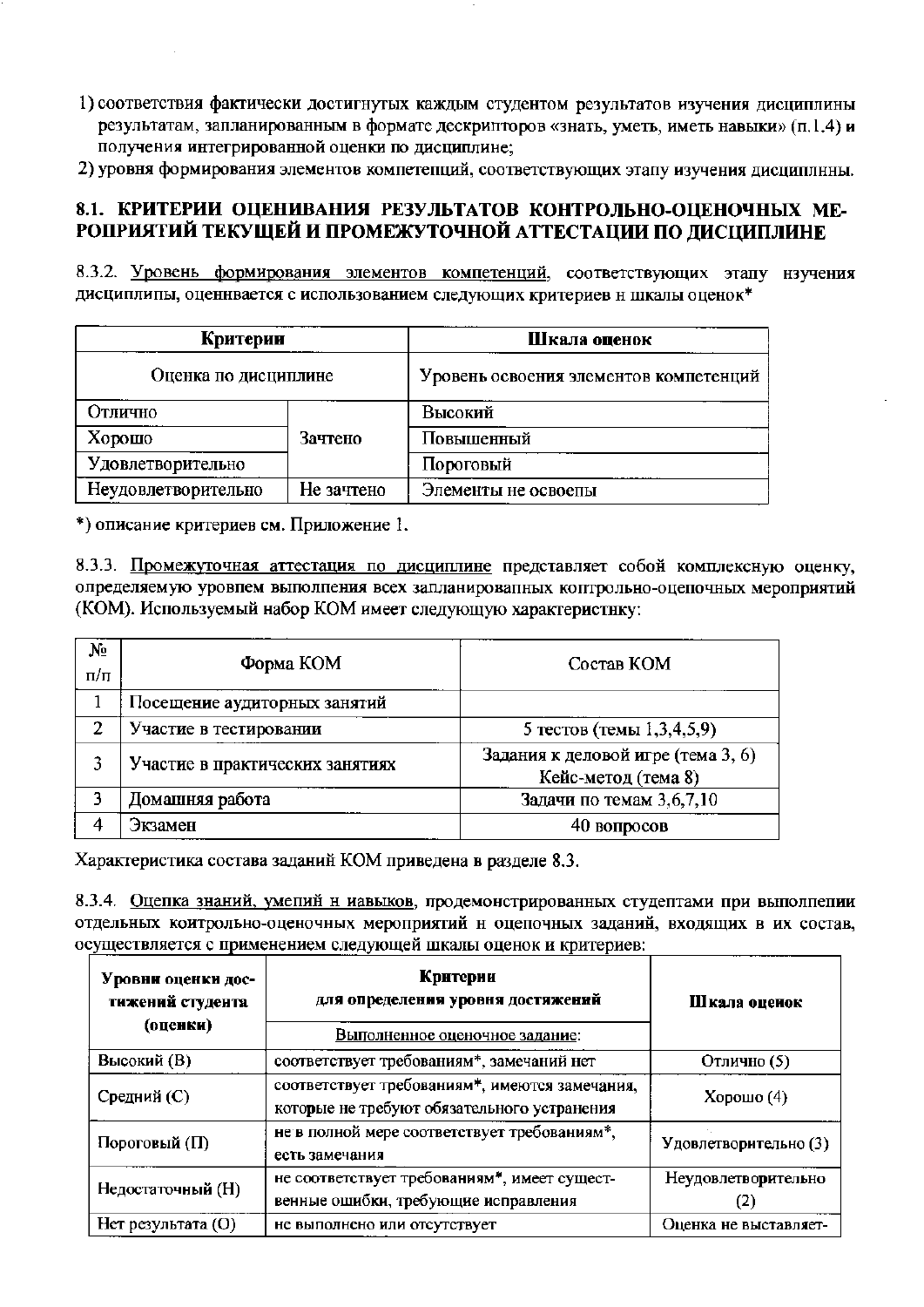1) соответствия фактически достигнутых каждым студентом результатов изучения дисциплины результатам, запланированным в формате дескрипторов «знать, уметь, иметь навыки» (п.1.4) и получения интегрированной оценки по дисциплине;
2) уровня формирования элементов компетенций, соответствующих этапу изучения дисциплины.

## 8.1. КРИТЕРИИ ОЦЕНИВАНИЯ РЕЗУЛЬТАТОВ КОНТРОЛЬНО-ОЦЕНОЧНЫХ МЕРОПРИЯТИЙ ТЕКУЩЕЙ И ПРОМЕЖУТОЧНОЙ АТТЕСТАЦИИ ПО ДИСЦИПЛИНЕ

8.3.2. <u>Уровень формирования элементов компетенций</u>, соответствующих этапу изучения дисциплины, оценивается с использованием следующих критериев и шкалы оценок*

| **Критерии** | | **Шкала оценок** |
|---|---|---|
| Оценка по дисциплине | | Уровень освоения элементов компетенций |
| Отлично | Зачтено | Высокий |
| Хорошо | | Повышенный |
| Удовлетворительно | | Пороговый |
| Неудовлетворительно | Не зачтено | Элементы не освоены |

*) описание критериев см. Приложение 1.

8.3.3. <u>Промежуточная аттестация по дисциплине</u> представляет собой комплексную оценку, определяемую уровнем выполнения всех запланированных контрольно-оценочных мероприятий (КОМ). Используемый набор КОМ имеет следующую характеристику:

| № п/п | Форма КОМ | Состав КОМ |
|---|---|---|
| 1 | Посещение аудиторных занятий | |
| 2 | Участие в тестировании | 5 тестов (темы 1,3,4,5,9) |
| 3 | Участие в практических занятиях | Задания к деловой игре (тема 3, 6)<br>Кейс-метод (тема 8) |
| 3 | Домашняя работа | Задачи по темам 3,6,7,10 |
| 4 | Экзамен | 40 вопросов |

Характеристика состава заданий КОМ приведена в разделе 8.3.

8.3.4. <u>Оценка знаний, умений и навыков</u>, продемонстрированных студентами при выполнении отдельных контрольно-оценочных мероприятий и оценочных заданий, входящих в их состав, осуществляется с применением следующей шкалы оценок и критериев:

| **Уровни оценки достижений студента (оценки)** | **Критерии для определения уровня достижений**<br><u>Выполненное оценочное задание:</u> | **Шкала оценок** |
|---|---|---|
| Высокий (В) | соответствует требованиям*, замечаний нет | Отлично (5) |
| Средний (С) | соответствует требованиям*, имеются замечания, которые не требуют обязательного устранения | Хорошо (4) |
| Пороговый (П) | не в полной мере соответствует требованиям*, есть замечания | Удовлетворительно (3) |
| Недостаточный (Н) | не соответствует требованиям*, имеет существенные ошибки, требующие исправления | Неудовлетворительно (2) |
| Нет результата (О) | не выполнено или отсутствует | Оценка не выставляет- |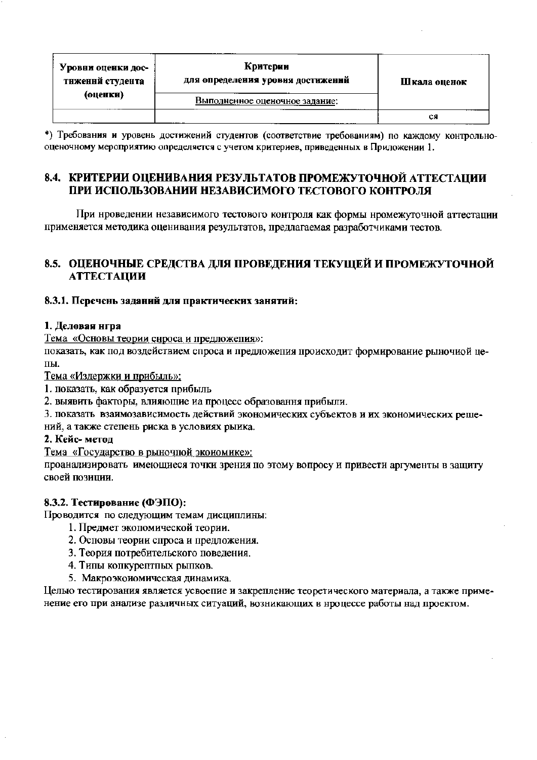| Уровни оценки достижений студента (оценки) | Критерии для определения уровня достижений | Шкала оценок |
|---|---|---|
| | Выполненное оценочное задание: | |
| | | ся |

*) Требования и уровень достижений студентов (соответствие требованиям) по каждому контрольно-оценочному мероприятию определяется с учетом критериев, приведенных в Приложении 1.

## 8.4. КРИТЕРИИ ОЦЕНИВАНИЯ РЕЗУЛЬТАТОВ ПРОМЕЖУТОЧНОЙ АТТЕСТАЦИИ ПРИ ИСПОЛЬЗОВАНИИ НЕЗАВИСИМОГО ТЕСТОВОГО КОНТРОЛЯ

При нроведении независимого тестового контроля как формы нромежуточной аттестации применяется методика оценивания результатов, предлагаемая разработчиками тестов.

## 8.5. ОЦЕНОЧНЫЕ СРЕДСТВА ДЛЯ ПРОВЕДЕНИЯ ТЕКУЩЕЙ И ПРОМЕЖУТОЧНОЙ АТТЕСТАЦИИ

### 8.3.1. Перечень заданий для практических занятий:

**1. Деловая нгра**

Тема «Основы теории спроса и предложения»:
показать, как под воздействием спроса и предложения происходит формирование рыночой цены.

Тема «Издержки и прибыль»:
1. показать, как образуется прибыль
2. выявить факторы, влияющие иа процесс образования прибыли.
3. показать взаимозависимость действий экономических субъектов и их экономических решений, а также степень риска в условиях рыка.

**2. Кейс- метод**

Тема «Государство в рыночной экономике»:
проанализировать имеющиеся точки зрения по этому вопросу и привести аргументы в защиту своей позиции.

### 8.3.2. Тестирование (ФЭПО):

Проводится по следующим темам дисциплины:
1. Предмет экономической теории.
2. Основы теории спроса и предложения.
3. Теория потребительского поведения.
4. Типы конкурентных рынков.
5. Макроэкономическая динамика.

Целью тестирования является усвоение и закрепление теоретического материала, а также применение его при анализе различных ситуаций, возникающих в нроцессе работы над проектом.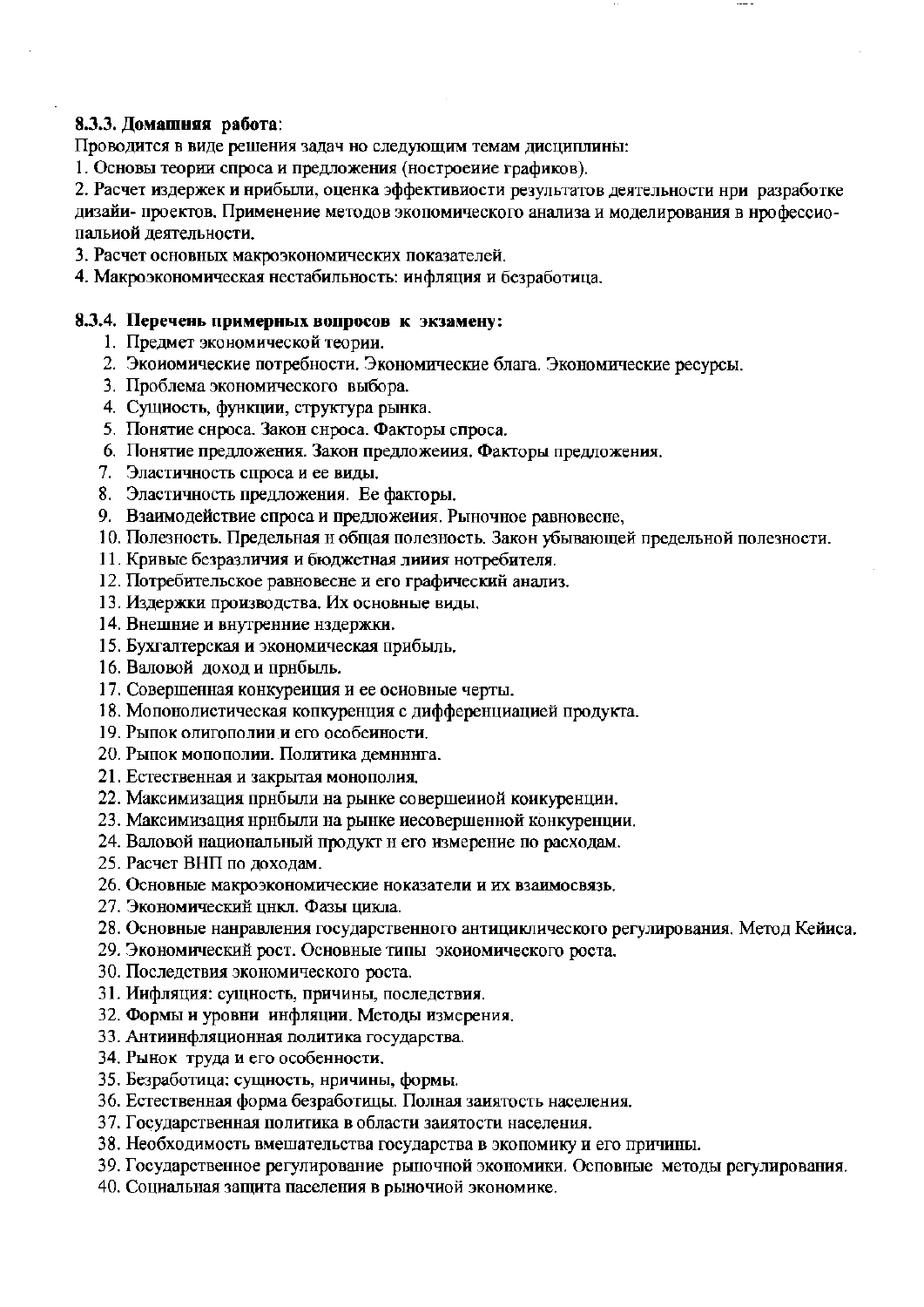**8.3.3. Домашняя работа**:

Проводится в виде решения задач по следующим темам дисциплины:

1. Основы теории спроса и предложения (построение графиков).
2. Расчет издержек и прибыли, оценка эффективности результатов деятельности при разработке дизайн- проектов. Применение методов экономического анализа и моделирования в профессиональной деятельности.
3. Расчет основных макроэкономических показателей.
4. Макроэкономическая нестабильность: инфляция и безработица.

**8.3.4. Перечень примерных вопросов к экзамену:**

1. Предмет экономической теории.
2. Экономические потребности. Экономические блага. Экономические ресурсы.
3. Проблема экономического выбора.
4. Сущность, функции, структура рынка.
5. Понятие спроса. Закон спроса. Факторы спроса.
6. Понятие предложения. Закон предложения. Факторы предложения.
7. Эластичность спроса и ее виды.
8. Эластичность предложения. Ее факторы.
9. Взаимодействие спроса и предложения. Рыночное равновесие,
10. Полезность. Предельная и общая полезность. Закон убывающей предельной полезности.
11. Кривые безразличия и бюджетная линия потребителя.
12. Потребительское равновесие и его графический анализ.
13. Издержки производства. Их основные виды.
14. Внешние и внутренние издержки.
15. Бухгалтерская и экономическая прибыль.
16. Валовой доход и прибыль.
17. Совершенная конкуренция и ее основные черты.
18. Монополистическая конкуренция с дифференциацией продукта.
19. Рынок олигополии и его особенности.
20. Рынок монополии. Политика демпинга.
21. Естественная и закрытая монополия.
22. Максимизация прибыли на рынке совершенной конкуренции.
23. Максимизация прибыли на рынке несовершенной конкуренции.
24. Валовой национальный продукт и его измерение по расходам.
25. Расчет ВНП по доходам.
26. Основные макроэкономические показатели и их взаимосвязь.
27. Экономический цикл. Фазы цикла.
28. Основные направления государственного антициклического регулирования. Метод Кейнса.
29. Экономический рост. Основные типы экономического роста.
30. Последствия экономического роста.
31. Инфляция: сущность, причины, последствия.
32. Формы и уровни инфляции. Методы измерения.
33. Антиинфляционная политика государства.
34. Рынок труда и его особенности.
35. Безработица: сущность, причины, формы.
36. Естественная форма безработицы. Полная занятость населения.
37. Государственная политика в области занятости населения.
38. Необходимость вмешательства государства в экономику и его причины.
39. Государственное регулирование рыночной экономики. Основные методы регулирования.
40. Социальная защита населения в рыночной экономике.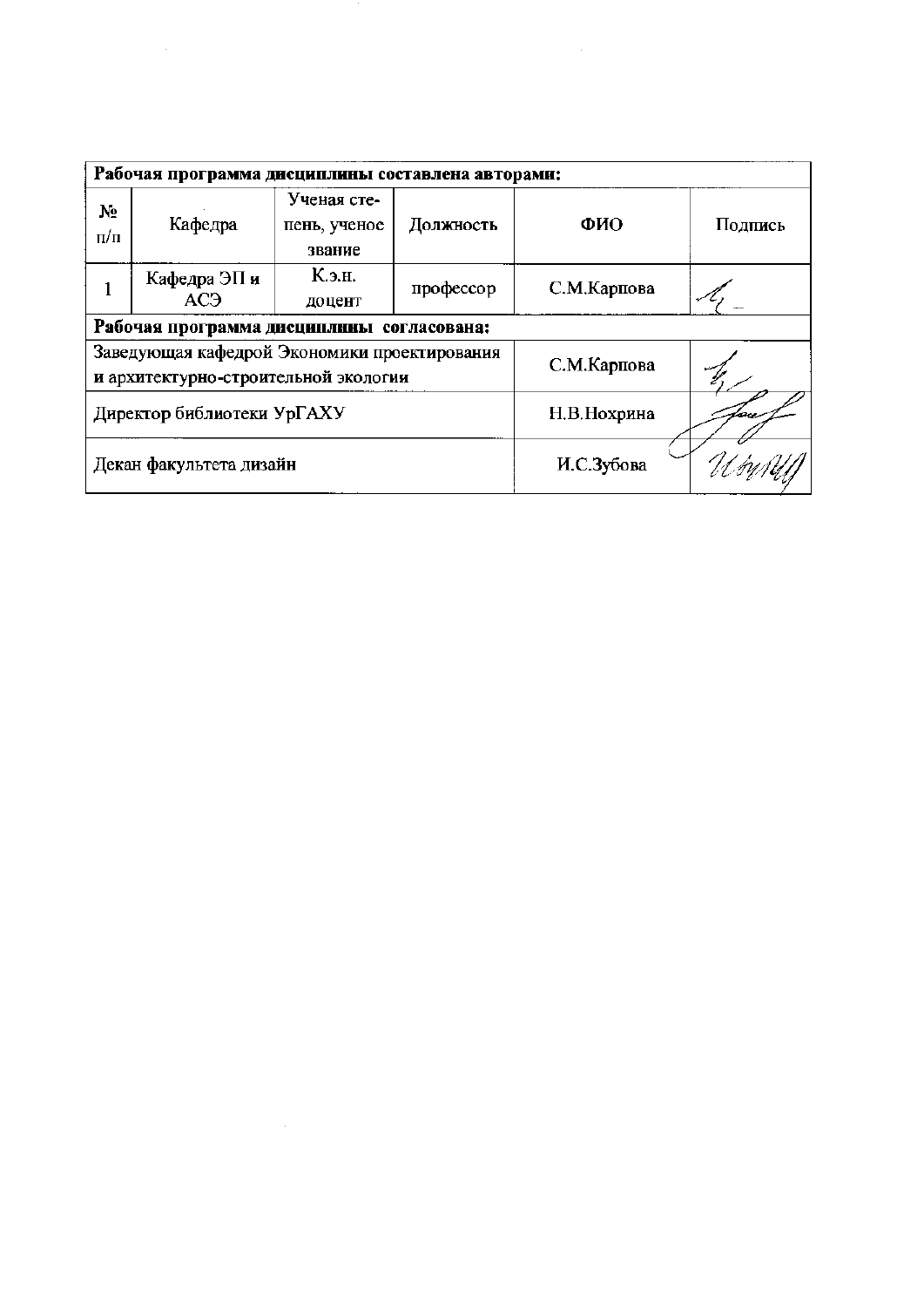| | | | | | |
|---|---|---|---|---|---|
| **Рабочая программа дисциплины составлена авторами:** | | | | | |
| № п/п | Кафедра | Ученая степень, ученое звание | Должность | ФИО | Подпись |
| 1 | Кафедра ЭП и АСЭ | К.э.н. доцент | профессор | С.М.Карпова | |
| **Рабочая программа дисциплины согласована:** | | | | | |
| Заведующая кафедрой Экономики проектирования и архитектурно-строительной экологии | | | | С.М.Карпова | |
| Директор библиотеки УрГАХУ | | | | Н.В.Нохрина | |
| Декан факультета дизайн | | | | И.С.Зубова | |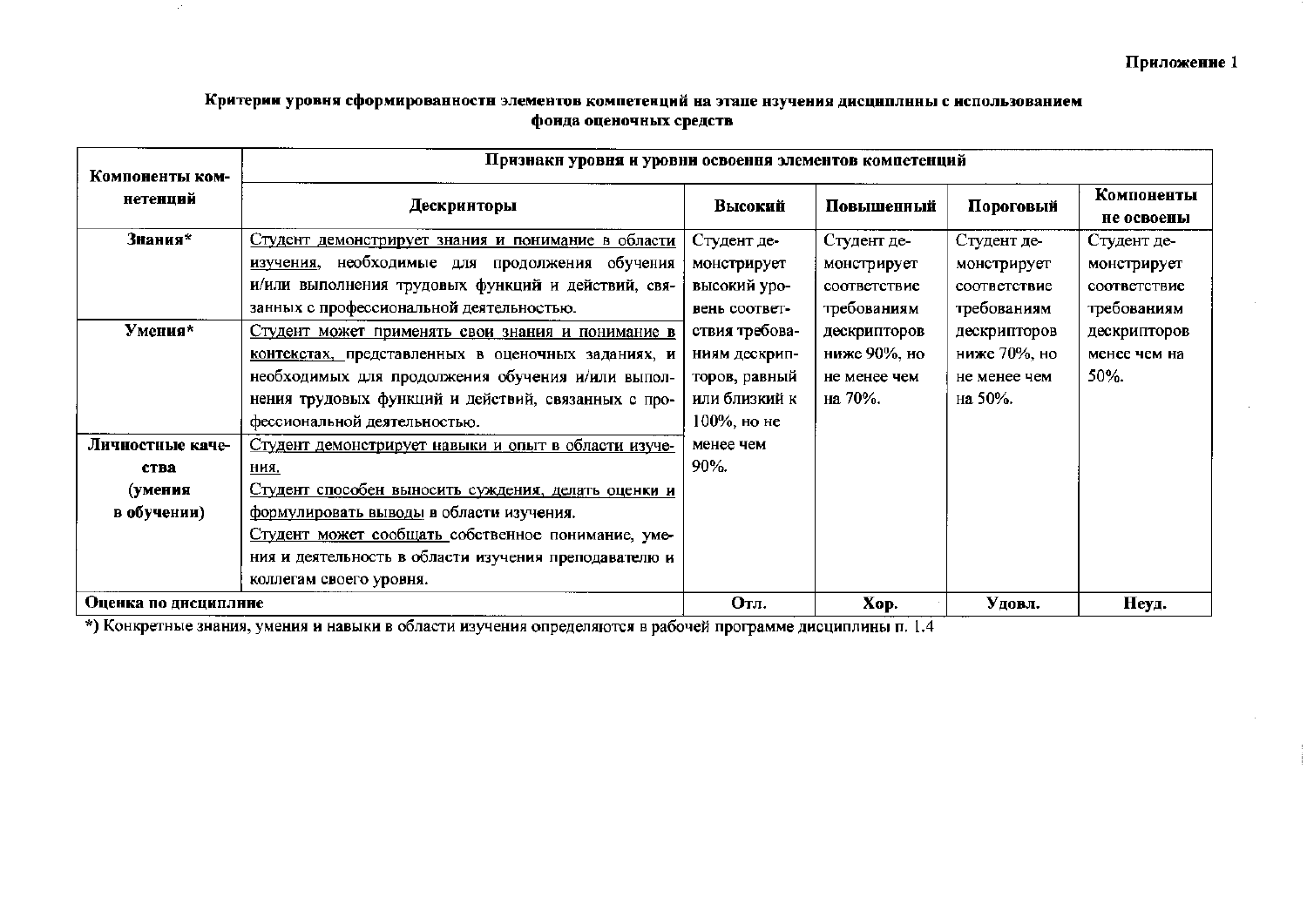**Приложение 1**

**Критерии уровня сформированности элементов компетенций на этапе изучения дисциплины с использованием фонда оценочных средств**

| **Компоненты компетенций** | **Признаки уровня и уровни освоения элементов компетенций** | | | | |
|---|---|---|---|---|---|
| | **Дескрипторы** | **Высокий** | **Повышенный** | **Пороговый** | **Компоненты не освоены** |
| **Знания*** | Студент демонстрирует знания и понимание в области изучения, необходимые для продолжения обучения и/или выполнения трудовых функций и действий, связанных с профессиональной деятельностью. | Студент демонстрирует высокий уровень соответствия требованиям дескрипторов, равный или близкий к 100%, но не менее чем 90%. | Студент демонстрирует соответствие требованиям дескрипторов ниже 90%, но не менее чем на 70%. | Студент демонстрирует соответствие требованиям дескрипторов ниже 70%, но не менее чем на 50%. | Студент демонстрирует соответствие требованиям дескрипторов менее чем на 50%. |
| **Умения*** | Студент может применять свои знания и понимание в контекстах, представленных в оценочных заданиях, и необходимых для продолжения обучения и/или выполнения трудовых функций и действий, связанных с профессиональной деятельностью. | | | | |
| **Личностные качества (умения в обучении)** | Студент демонстрирует навыки и опыт в области изучения. Студент способен выносить суждения, делать оценки и формулировать выводы в области изучения. Студент может сообщать собственное понимание, умения и деятельность в области изучения преподавателю и коллегам своего уровня. | | | | |
| **Оценка по дисциплине** | | **Отл.** | **Хор.** | **Удовл.** | **Неуд.** |

*) Конкретные знания, умения и навыки в области изучения определяются в рабочей программе дисциплины п. 1.4